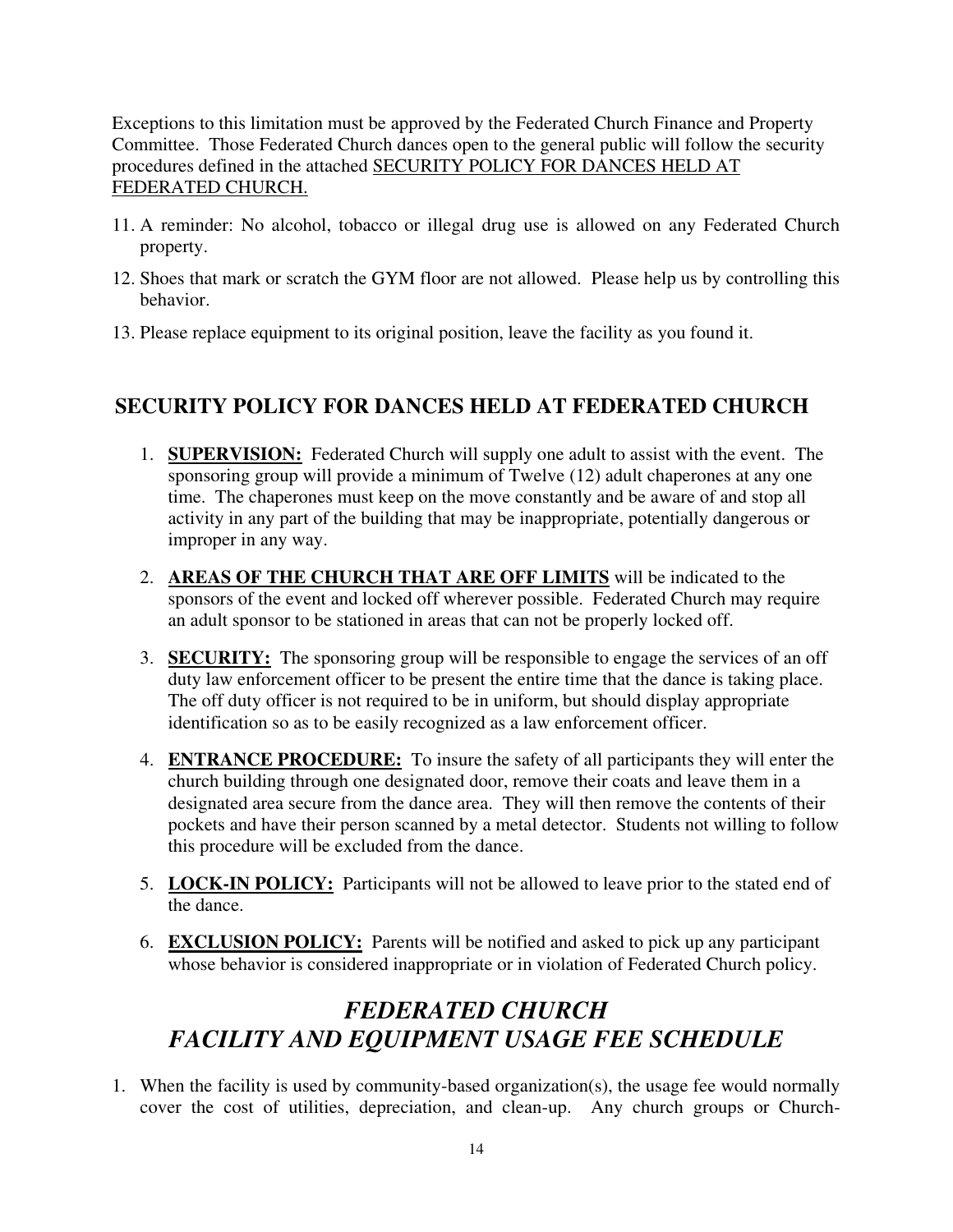Exceptions to this limitation must be approved by the Federated Church Finance and Property Committee. Those Federated Church dances open to the general public will follow the security procedures defined in the attached SECURITY POLICY FOR DANCES HELD AT FEDERATED CHURCH.

11. A reminder: No alcohol, tobacco or illegal drug use is allowed on any Federated Church property.
12. Shoes that mark or scratch the GYM floor are not allowed. Please help us by controlling this behavior.
13. Please replace equipment to its original position, leave the facility as you found it.

## SECURITY POLICY FOR DANCES HELD AT FEDERATED CHURCH

1. **SUPERVISION:** Federated Church will supply one adult to assist with the event. The sponsoring group will provide a minimum of Twelve (12) adult chaperones at any one time. The chaperones must keep on the move constantly and be aware of and stop all activity in any part of the building that may be inappropriate, potentially dangerous or improper in any way.
2. **AREAS OF THE CHURCH THAT ARE OFF LIMITS** will be indicated to the sponsors of the event and locked off wherever possible. Federated Church may require an adult sponsor to be stationed in areas that can not be properly locked off.
3. **SECURITY:** The sponsoring group will be responsible to engage the services of an off duty law enforcement officer to be present the entire time that the dance is taking place. The off duty officer is not required to be in uniform, but should display appropriate identification so as to be easily recognized as a law enforcement officer.
4. **ENTRANCE PROCEDURE:** To insure the safety of all participants they will enter the church building through one designated door, remove their coats and leave them in a designated area secure from the dance area. They will then remove the contents of their pockets and have their person scanned by a metal detector. Students not willing to follow this procedure will be excluded from the dance.
5. **LOCK-IN POLICY:** Participants will not be allowed to leave prior to the stated end of the dance.
6. **EXCLUSION POLICY:** Parents will be notified and asked to pick up any participant whose behavior is considered inappropriate or in violation of Federated Church policy.

## *FEDERATED CHURCH*
## *FACILITY AND EQUIPMENT USAGE FEE SCHEDULE*

1. When the facility is used by community-based organization(s), the usage fee would normally cover the cost of utilities, depreciation, and clean-up. Any church groups or Church-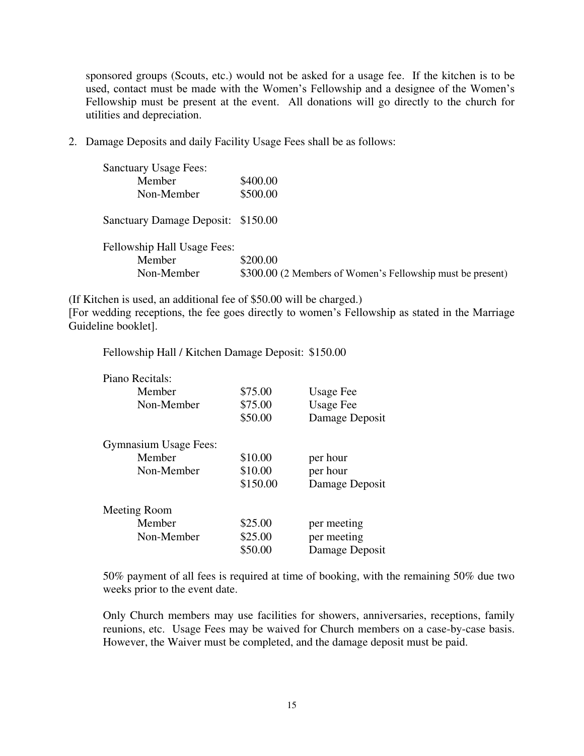sponsored groups (Scouts, etc.) would not be asked for a usage fee. If the kitchen is to be used, contact must be made with the Women's Fellowship and a designee of the Women's Fellowship must be present at the event. All donations will go directly to the church for utilities and depreciation.

2. Damage Deposits and daily Facility Usage Fees shall be as follows:

| | |
|---|---|
| Sanctuary Usage Fees: | |
| Member | \$400.00 |
| Non-Member | \$500.00 |
| Sanctuary Damage Deposit: | \$150.00 |
| Fellowship Hall Usage Fees: | |
| Member | \$200.00 |
| Non-Member | \$300.00 (2 Members of Women's Fellowship must be present) |

(If Kitchen is used, an additional fee of \$50.00 will be charged.)
[For wedding receptions, the fee goes directly to women's Fellowship as stated in the Marriage Guideline booklet].

Fellowship Hall / Kitchen Damage Deposit: \$150.00

| | | |
|---|---|---|
| Piano Recitals: | | |
| Member | \$75.00 | Usage Fee |
| Non-Member | \$75.00 | Usage Fee |
| | \$50.00 | Damage Deposit |
| Gymnasium Usage Fees: | | |
| Member | \$10.00 | per hour |
| Non-Member | \$10.00 | per hour |
| | \$150.00 | Damage Deposit |
| Meeting Room | | |
| Member | \$25.00 | per meeting |
| Non-Member | \$25.00 | per meeting |
| | \$50.00 | Damage Deposit |

50% payment of all fees is required at time of booking, with the remaining 50% due two weeks prior to the event date.

Only Church members may use facilities for showers, anniversaries, receptions, family reunions, etc. Usage Fees may be waived for Church members on a case-by-case basis. However, the Waiver must be completed, and the damage deposit must be paid.